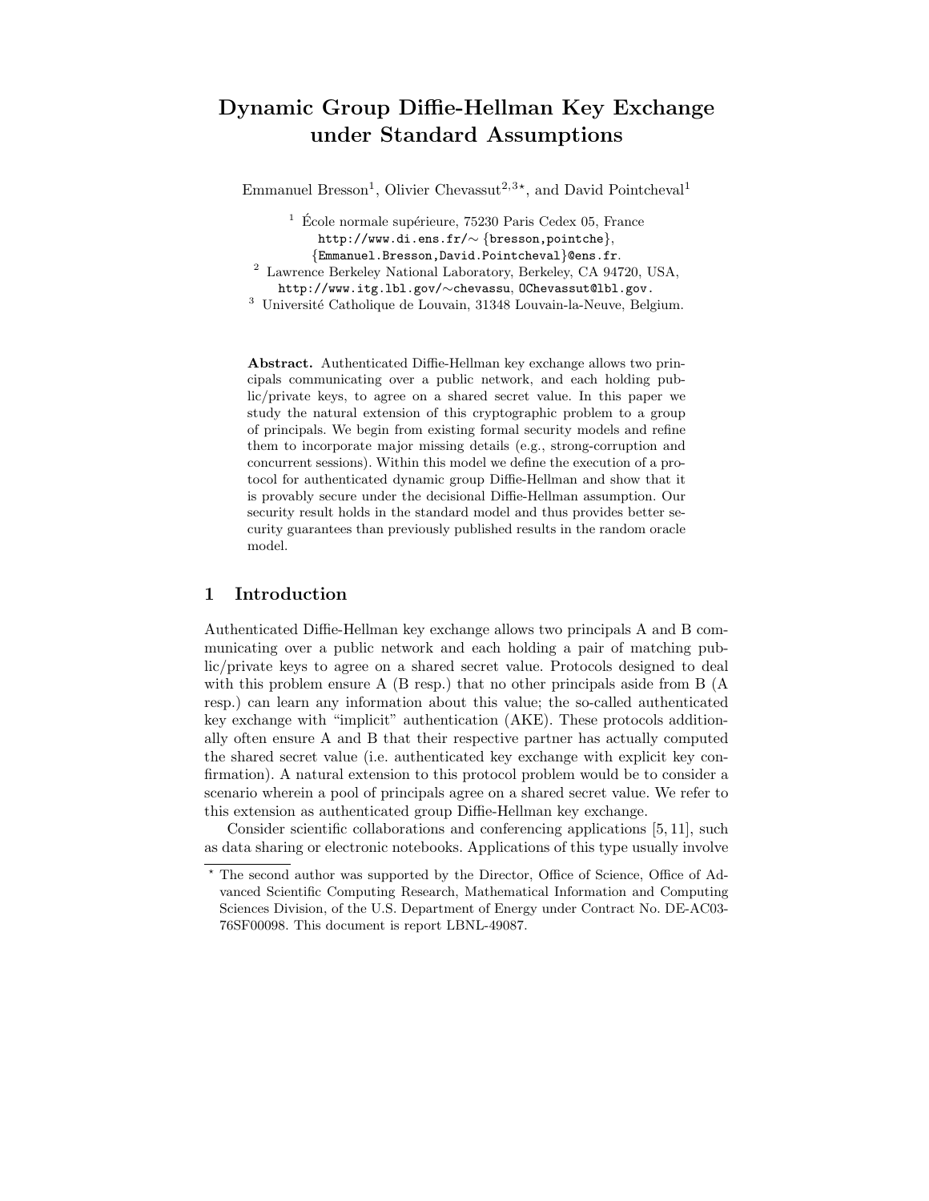# Dynamic Group Diffie-Hellman Key Exchange under Standard Assumptions

Emmanuel Bresson[1], Olivier Chevassut[2,3,⋆], and David Pointcheval[1]

[1] École normale supérieure, 75230 Paris Cedex 05, France
http://www.di.ens.fr/∼ {bresson,pointche},
{Emmanuel.Bresson,David.Pointcheval}@ens.fr.

[2] Lawrence Berkeley National Laboratory, Berkeley, CA 94720, USA,
http://www.itg.lbl.gov/∼chevassu, OChevassut@lbl.gov.

[3] Université Catholique de Louvain, 31348 Louvain-la-Neuve, Belgium.

**Abstract.** Authenticated Diffie-Hellman key exchange allows two principals communicating over a public network, and each holding public/private keys, to agree on a shared secret value. In this paper we study the natural extension of this cryptographic problem to a group of principals. We begin from existing formal security models and refine them to incorporate major missing details (e.g., strong-corruption and concurrent sessions). Within this model we define the execution of a protocol for authenticated dynamic group Diffie-Hellman and show that it is provably secure under the decisional Diffie-Hellman assumption. Our security result holds in the standard model and thus provides better security guarantees than previously published results in the random oracle model.

## 1 Introduction

Authenticated Diffie-Hellman key exchange allows two principals A and B communicating over a public network and each holding a pair of matching public/private keys to agree on a shared secret value. Protocols designed to deal with this problem ensure A (B resp.) that no other principals aside from B (A resp.) can learn any information about this value; the so-called authenticated key exchange with "implicit" authentication (AKE). These protocols additionally often ensure A and B that their respective partner has actually computed the shared secret value (i.e. authenticated key exchange with explicit key confirmation). A natural extension to this protocol problem would be to consider a scenario wherein a pool of principals agree on a shared secret value. We refer to this extension as authenticated group Diffie-Hellman key exchange.

Consider scientific collaborations and conferencing applications [5, 11], such as data sharing or electronic notebooks. Applications of this type usually involve

⋆ The second author was supported by the Director, Office of Science, Office of Advanced Scientific Computing Research, Mathematical Information and Computing Sciences Division, of the U.S. Department of Energy under Contract No. DE-AC03-76SF00098. This document is report LBNL-49087.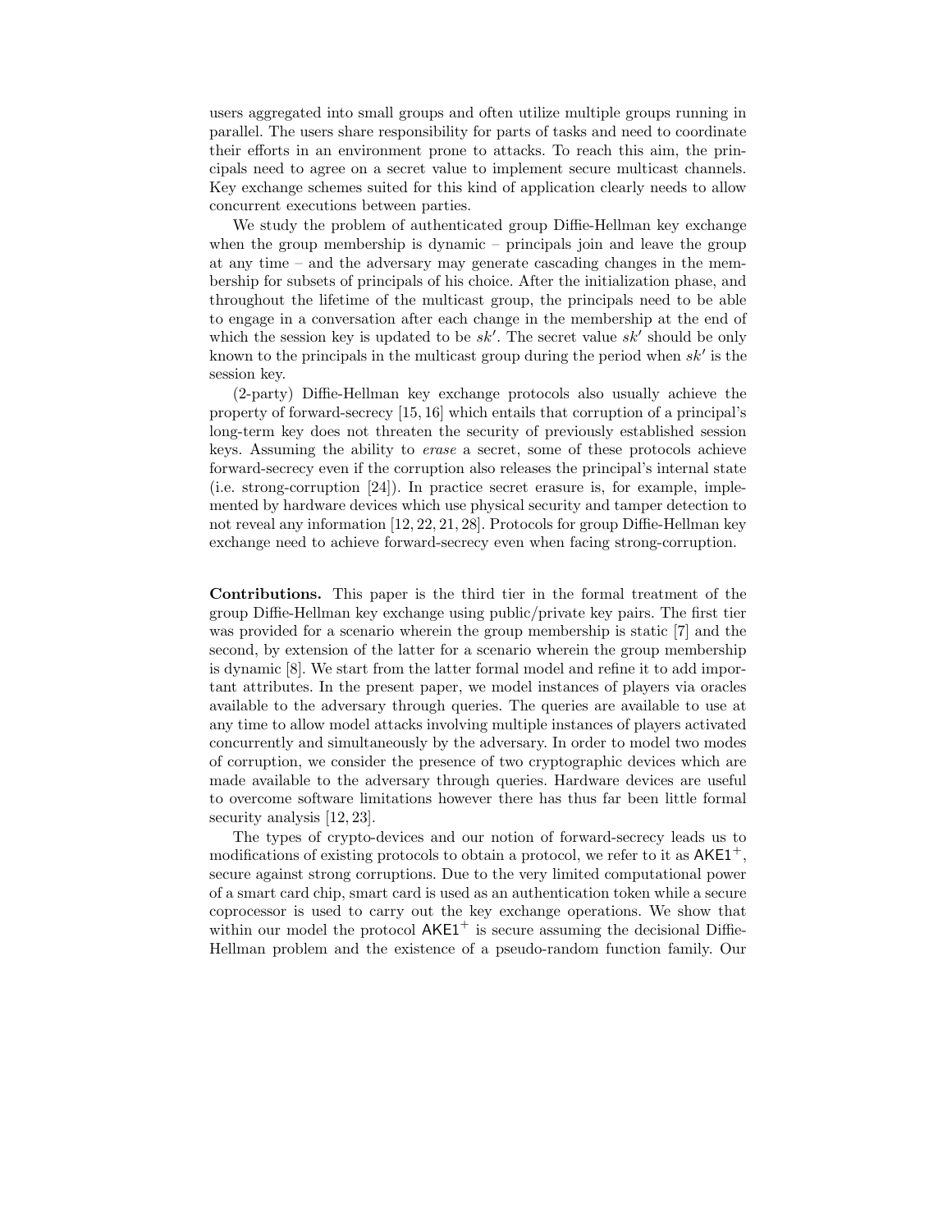users aggregated into small groups and often utilize multiple groups running in parallel. The users share responsibility for parts of tasks and need to coordinate their efforts in an environment prone to attacks. To reach this aim, the principals need to agree on a secret value to implement secure multicast channels. Key exchange schemes suited for this kind of application clearly needs to allow concurrent executions between parties.

We study the problem of authenticated group Diffie-Hellman key exchange when the group membership is dynamic – principals join and leave the group at any time – and the adversary may generate cascading changes in the membership for subsets of principals of his choice. After the initialization phase, and throughout the lifetime of the multicast group, the principals need to be able to engage in a conversation after each change in the membership at the end of which the session key is updated to be $sk'$. The secret value $sk'$ should be only known to the principals in the multicast group during the period when $sk'$ is the session key.

(2-party) Diffie-Hellman key exchange protocols also usually achieve the property of forward-secrecy [15, 16] which entails that corruption of a principal's long-term key does not threaten the security of previously established session keys. Assuming the ability to *erase* a secret, some of these protocols achieve forward-secrecy even if the corruption also releases the principal's internal state (i.e. strong-corruption [24]). In practice secret erasure is, for example, implemented by hardware devices which use physical security and tamper detection to not reveal any information [12, 22, 21, 28]. Protocols for group Diffie-Hellman key exchange need to achieve forward-secrecy even when facing strong-corruption.

**Contributions.** This paper is the third tier in the formal treatment of the group Diffie-Hellman key exchange using public/private key pairs. The first tier was provided for a scenario wherein the group membership is static [7] and the second, by extension of the latter for a scenario wherein the group membership is dynamic [8]. We start from the latter formal model and refine it to add important attributes. In the present paper, we model instances of players via oracles available to the adversary through queries. The queries are available to use at any time to allow model attacks involving multiple instances of players activated concurrently and simultaneously by the adversary. In order to model two modes of corruption, we consider the presence of two cryptographic devices which are made available to the adversary through queries. Hardware devices are useful to overcome software limitations however there has thus far been little formal security analysis [12, 23].

The types of crypto-devices and our notion of forward-secrecy leads us to modifications of existing protocols to obtain a protocol, we refer to it as $\mathsf{AKE1}^+$, secure against strong corruptions. Due to the very limited computational power of a smart card chip, smart card is used as an authentication token while a secure coprocessor is used to carry out the key exchange operations. We show that within our model the protocol $\mathsf{AKE1}^+$ is secure assuming the decisional Diffie-Hellman problem and the existence of a pseudo-random function family. Our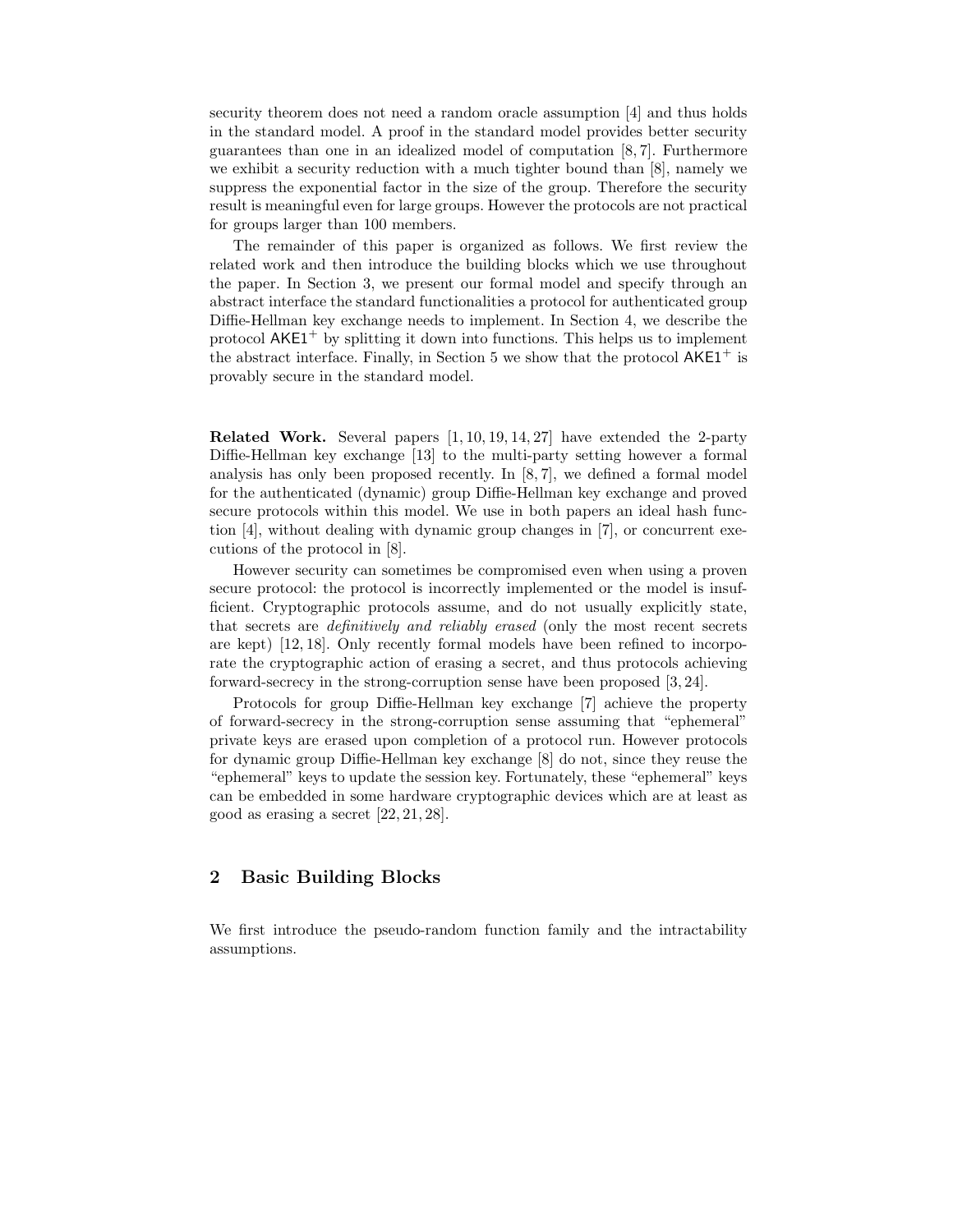security theorem does not need a random oracle assumption [4] and thus holds in the standard model. A proof in the standard model provides better security guarantees than one in an idealized model of computation [8, 7]. Furthermore we exhibit a security reduction with a much tighter bound than [8], namely we suppress the exponential factor in the size of the group. Therefore the security result is meaningful even for large groups. However the protocols are not practical for groups larger than 100 members.

The remainder of this paper is organized as follows. We first review the related work and then introduce the building blocks which we use throughout the paper. In Section 3, we present our formal model and specify through an abstract interface the standard functionalities a protocol for authenticated group Diffie-Hellman key exchange needs to implement. In Section 4, we describe the protocol $\mathsf{AKE1}^+$ by splitting it down into functions. This helps us to implement the abstract interface. Finally, in Section 5 we show that the protocol $\mathsf{AKE1}^+$ is provably secure in the standard model.

**Related Work.** Several papers [1, 10, 19, 14, 27] have extended the 2-party Diffie-Hellman key exchange [13] to the multi-party setting however a formal analysis has only been proposed recently. In [8, 7], we defined a formal model for the authenticated (dynamic) group Diffie-Hellman key exchange and proved secure protocols within this model. We use in both papers an ideal hash function [4], without dealing with dynamic group changes in [7], or concurrent executions of the protocol in [8].

However security can sometimes be compromised even when using a proven secure protocol: the protocol is incorrectly implemented or the model is insufficient. Cryptographic protocols assume, and do not usually explicitly state, that secrets are *definitively and reliably erased* (only the most recent secrets are kept) [12, 18]. Only recently formal models have been refined to incorporate the cryptographic action of erasing a secret, and thus protocols achieving forward-secrecy in the strong-corruption sense have been proposed [3, 24].

Protocols for group Diffie-Hellman key exchange [7] achieve the property of forward-secrecy in the strong-corruption sense assuming that "ephemeral" private keys are erased upon completion of a protocol run. However protocols for dynamic group Diffie-Hellman key exchange [8] do not, since they reuse the "ephemeral" keys to update the session key. Fortunately, these "ephemeral" keys can be embedded in some hardware cryptographic devices which are at least as good as erasing a secret [22, 21, 28].

## 2 Basic Building Blocks

We first introduce the pseudo-random function family and the intractability assumptions.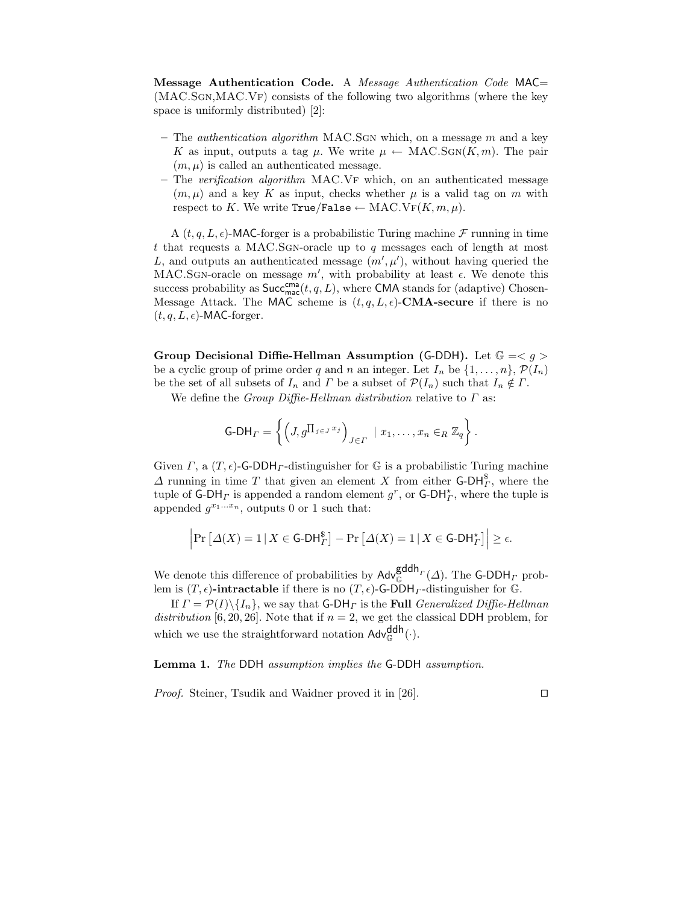**Message Authentication Code.** A *Message Authentication Code* $\mathsf{MAC}$= (MAC.Sgn,MAC.Vf) consists of the following two algorithms (where the key space is uniformly distributed) [2]:

- The *authentication algorithm* MAC.Sgn which, on a message $m$ and a key $K$ as input, outputs a tag $\mu$. We write $\mu \leftarrow \text{MAC.Sgn}(K, m)$. The pair $(m, \mu)$ is called an authenticated message.
- The *verification algorithm* MAC.Vf which, on an authenticated message $(m, \mu)$ and a key $K$ as input, checks whether $\mu$ is a valid tag on $m$ with respect to $K$. We write $\texttt{True}/\texttt{False} \leftarrow \text{MAC.Vf}(K, m, \mu)$.

A $(t, q, L, \epsilon)$-$\mathsf{MAC}$-forger is a probabilistic Turing machine $\mathcal{F}$ running in time $t$ that requests a MAC.Sgn-oracle up to $q$ messages each of length at most $L$, and outputs an authenticated message $(m', \mu')$, without having queried the MAC.Sgn-oracle on message $m'$, with probability at least $\epsilon$. We denote this success probability as $\mathsf{Succ}^{\mathsf{cma}}_{\mathsf{mac}}(t, q, L)$, where $\mathsf{CMA}$ stands for (adaptive) Chosen-Message Attack. The $\mathsf{MAC}$ scheme is $(t, q, L, \epsilon)$-**CMA-secure** if there is no $(t, q, L, \epsilon)$-$\mathsf{MAC}$-forger.

**Group Decisional Diffie-Hellman Assumption** ($\mathsf{G\text{-}DDH}$)**.** Let $\mathbb{G} = < g >$ be a cyclic group of prime order $q$ and $n$ an integer. Let $I_n$ be $\{1, \ldots, n\}$, $\mathcal{P}(I_n)$ be the set of all subsets of $I_n$ and $\Gamma$ be a subset of $\mathcal{P}(I_n)$ such that $I_n \notin \Gamma$.

We define the *Group Diffie-Hellman distribution* relative to $\Gamma$ as:

$$\mathsf{G\text{-}DH}_\Gamma = \left\{ \left( J, g^{\prod_{j \in J} x_j} \right)_{J \in \Gamma} \mid x_1, \ldots, x_n \in_R \mathbb{Z}_q \right\}.$$

Given $\Gamma$, a $(T, \epsilon)$-$\mathsf{G\text{-}DDH}_\Gamma$-distinguisher for $\mathbb{G}$ is a probabilistic Turing machine $\Delta$ running in time $T$ that given an element $X$ from either $\mathsf{G\text{-}DH}^{\$}_\Gamma$, where the tuple of $\mathsf{G\text{-}DH}_\Gamma$ is appended a random element $g^r$, or $\mathsf{G\text{-}DH}^{\star}_\Gamma$, where the tuple is appended $g^{x_1 \ldots x_n}$, outputs 0 or 1 such that:

$$\left| \Pr\left[ \Delta(X) = 1 \,|\, X \in \mathsf{G\text{-}DH}^{\$}_\Gamma \right] - \Pr\left[ \Delta(X) = 1 \,|\, X \in \mathsf{G\text{-}DH}^{\star}_\Gamma \right] \right| \geq \epsilon.$$

We denote this difference of probabilities by $\mathsf{Adv}^{\mathsf{gddh}_\Gamma}_{\mathbb{G}}(\Delta)$. The $\mathsf{G\text{-}DDH}_\Gamma$ problem is $(T, \epsilon)$**-intractable** if there is no $(T, \epsilon)$-$\mathsf{G\text{-}DDH}_\Gamma$-distinguisher for $\mathbb{G}$.

If $\Gamma = \mathcal{P}(I) \backslash \{I_n\}$, we say that $\mathsf{G\text{-}DH}_\Gamma$ is the **Full** *Generalized Diffie-Hellman distribution* [6, 20, 26]. Note that if $n = 2$, we get the classical $\mathsf{DDH}$ problem, for which we use the straightforward notation $\mathsf{Adv}^{\mathsf{ddh}}_{\mathbb{G}}(\cdot)$.

**Lemma 1.** *The* $\mathsf{DDH}$ *assumption implies the* $\mathsf{G\text{-}DDH}$ *assumption.*

*Proof.* Steiner, Tsudik and Waidner proved it in [26]. □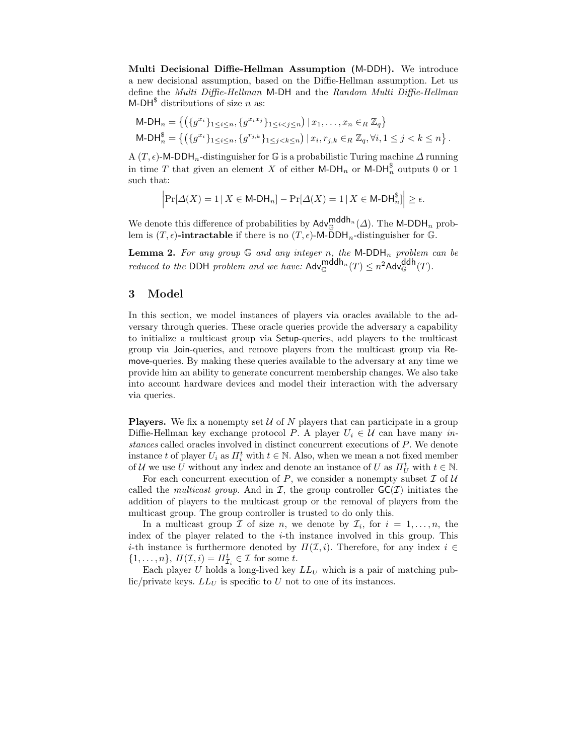**Multi Decisional Diffie-Hellman Assumption** ($\mathsf{M\text{-}DDH}$)**.** We introduce a new decisional assumption, based on the Diffie-Hellman assumption. Let us define the *Multi Diffie-Hellman* $\mathsf{M\text{-}DH}$ and the *Random Multi Diffie-Hellman* $\mathsf{M\text{-}DH}^\$$ distributions of size $n$ as:

$$\mathsf{M\text{-}DH}_n = \left\{ \left( \{g^{x_i}\}_{1 \le i \le n}, \{g^{x_i x_j}\}_{1 \le i < j \le n} \right) \mid x_1, \ldots, x_n \in_R \mathbb{Z}_q \right\}$$
$$\mathsf{M\text{-}DH}_n^\$ = \left\{ \left( \{g^{x_i}\}_{1 \le i \le n}, \{g^{r_{j,k}}\}_{1 \le j < k \le n} \right) \mid x_i, r_{j,k} \in_R \mathbb{Z}_q, \forall i, 1 \le j < k \le n \right\}.$$

A $(T, \epsilon)$-$\mathsf{M\text{-}DDH}_n$-distinguisher for $\mathbb{G}$ is a probabilistic Turing machine $\Delta$ running in time $T$ that given an element $X$ of either $\mathsf{M\text{-}DH}_n$ or $\mathsf{M\text{-}DH}_n^\$$ outputs 0 or 1 such that:

$$\left| \Pr[\Delta(X) = 1 \mid X \in \mathsf{M\text{-}DH}_n] - \Pr[\Delta(X) = 1 \mid X \in \mathsf{M\text{-}DH}_n^\$] \right| \ge \epsilon.$$

We denote this difference of probabilities by $\mathsf{Adv}_{\mathbb{G}}^{\mathsf{mddh}_n}(\Delta)$. The $\mathsf{M\text{-}DDH}_n$ problem is $(T, \epsilon)$**-intractable** if there is no $(T, \epsilon)$-$\mathsf{M\text{-}DDH}_n$-distinguisher for $\mathbb{G}$.

**Lemma 2.** *For any group $\mathbb{G}$ and any integer $n$, the $\mathsf{M\text{-}DDH}_n$ problem can be reduced to the $\mathsf{DDH}$ problem and we have: $\mathsf{Adv}_{\mathbb{G}}^{\mathsf{mddh}_n}(T) \le n^2 \mathsf{Adv}_{\mathbb{G}}^{\mathsf{ddh}}(T)$.*

## 3 Model

In this section, we model instances of players via oracles available to the adversary through queries. These oracle queries provide the adversary a capability to initialize a multicast group via $\mathsf{Setup}$-queries, add players to the multicast group via $\mathsf{Join}$-queries, and remove players from the multicast group via $\mathsf{Remove}$-queries. By making these queries available to the adversary at any time we provide him an ability to generate concurrent membership changes. We also take into account hardware devices and model their interaction with the adversary via queries.

**Players.** We fix a nonempty set $\mathcal{U}$ of $N$ players that can participate in a group Diffie-Hellman key exchange protocol $P$. A player $U_i \in \mathcal{U}$ can have many *instances* called oracles involved in distinct concurrent executions of $P$. We denote instance $t$ of player $U_i$ as $\Pi_i^t$ with $t \in \mathbb{N}$. Also, when we mean a not fixed member of $\mathcal{U}$ we use $U$ without any index and denote an instance of $U$ as $\Pi_U^t$ with $t \in \mathbb{N}$.

For each concurrent execution of $P$, we consider a nonempty subset $\mathcal{I}$ of $\mathcal{U}$ called the *multicast group*. And in $\mathcal{I}$, the group controller $\mathsf{GC}(\mathcal{I})$ initiates the addition of players to the multicast group or the removal of players from the multicast group. The group controller is trusted to do only this.

In a multicast group $\mathcal{I}$ of size $n$, we denote by $\mathcal{I}_i$, for $i = 1, \ldots, n$, the index of the player related to the $i$-th instance involved in this group. This $i$-th instance is furthermore denoted by $\Pi(\mathcal{I}, i)$. Therefore, for any index $i \in \{1, \ldots, n\}$, $\Pi(\mathcal{I}, i) = \Pi_{\mathcal{I}_i}^t \in \mathcal{I}$ for some $t$.

Each player $U$ holds a long-lived key $LL_U$ which is a pair of matching public/private keys. $LL_U$ is specific to $U$ not to one of its instances.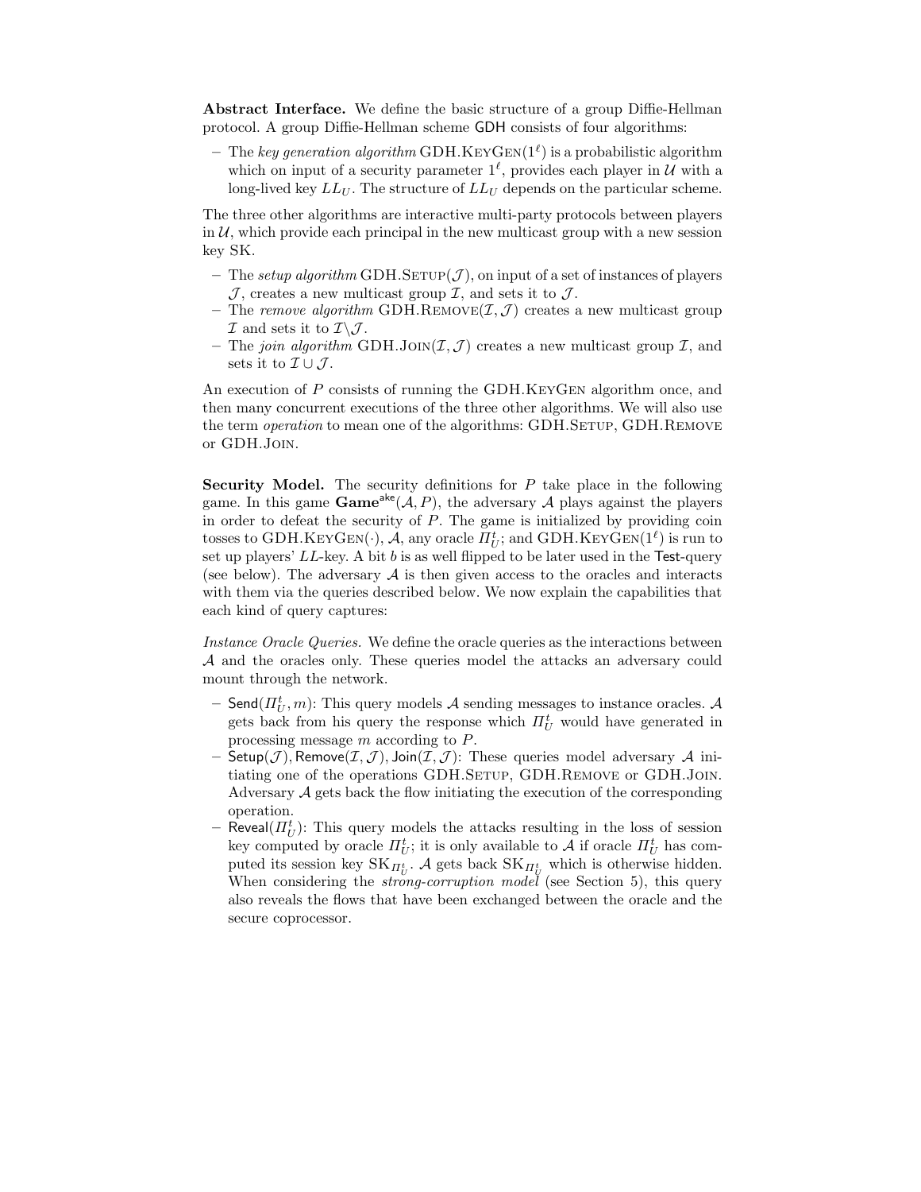**Abstract Interface.** We define the basic structure of a group Diffie-Hellman protocol. A group Diffie-Hellman scheme GDH consists of four algorithms:

– The *key generation algorithm* GDH.KeyGen($1^\ell$) is a probabilistic algorithm which on input of a security parameter $1^\ell$, provides each player in $\mathcal{U}$ with a long-lived key $LL_U$. The structure of $LL_U$ depends on the particular scheme.

The three other algorithms are interactive multi-party protocols between players in $\mathcal{U}$, which provide each principal in the new multicast group with a new session key SK.

– The *setup algorithm* GDH.Setup($\mathcal{J}$), on input of a set of instances of players $\mathcal{J}$, creates a new multicast group $\mathcal{I}$, and sets it to $\mathcal{J}$.
– The *remove algorithm* GDH.Remove($\mathcal{I}, \mathcal{J}$) creates a new multicast group $\mathcal{I}$ and sets it to $\mathcal{I} \backslash \mathcal{J}$.
– The *join algorithm* GDH.Join($\mathcal{I}, \mathcal{J}$) creates a new multicast group $\mathcal{I}$, and sets it to $\mathcal{I} \cup \mathcal{J}$.

An execution of $P$ consists of running the GDH.KeyGen algorithm once, and then many concurrent executions of the three other algorithms. We will also use the term *operation* to mean one of the algorithms: GDH.Setup, GDH.Remove or GDH.Join.

**Security Model.** The security definitions for $P$ take place in the following game. In this game $\mathbf{Game}^{\mathsf{ake}}(\mathcal{A}, P)$, the adversary $\mathcal{A}$ plays against the players in order to defeat the security of $P$. The game is initialized by providing coin tosses to GDH.KeyGen($\cdot$), $\mathcal{A}$, any oracle $\Pi_U^t$; and GDH.KeyGen($1^\ell$) is run to set up players' $LL$-key. A bit $b$ is as well flipped to be later used in the Test-query (see below). The adversary $\mathcal{A}$ is then given access to the oracles and interacts with them via the queries described below. We now explain the capabilities that each kind of query captures:

*Instance Oracle Queries.* We define the oracle queries as the interactions between $\mathcal{A}$ and the oracles only. These queries model the attacks an adversary could mount through the network.

– Send($\Pi_U^t, m$): This query models $\mathcal{A}$ sending messages to instance oracles. $\mathcal{A}$ gets back from his query the response which $\Pi_U^t$ would have generated in processing message $m$ according to $P$.
– Setup($\mathcal{J}$), Remove($\mathcal{I}, \mathcal{J}$), Join($\mathcal{I}, \mathcal{J}$): These queries model adversary $\mathcal{A}$ initiating one of the operations GDH.Setup, GDH.Remove or GDH.Join. Adversary $\mathcal{A}$ gets back the flow initiating the execution of the corresponding operation.
– Reveal($\Pi_U^t$): This query models the attacks resulting in the loss of session key computed by oracle $\Pi_U^t$; it is only available to $\mathcal{A}$ if oracle $\Pi_U^t$ has computed its session key $\mathrm{SK}_{\Pi_U^t}$. $\mathcal{A}$ gets back $\mathrm{SK}_{\Pi_U^t}$ which is otherwise hidden. When considering the *strong-corruption model* (see Section 5), this query also reveals the flows that have been exchanged between the oracle and the secure coprocessor.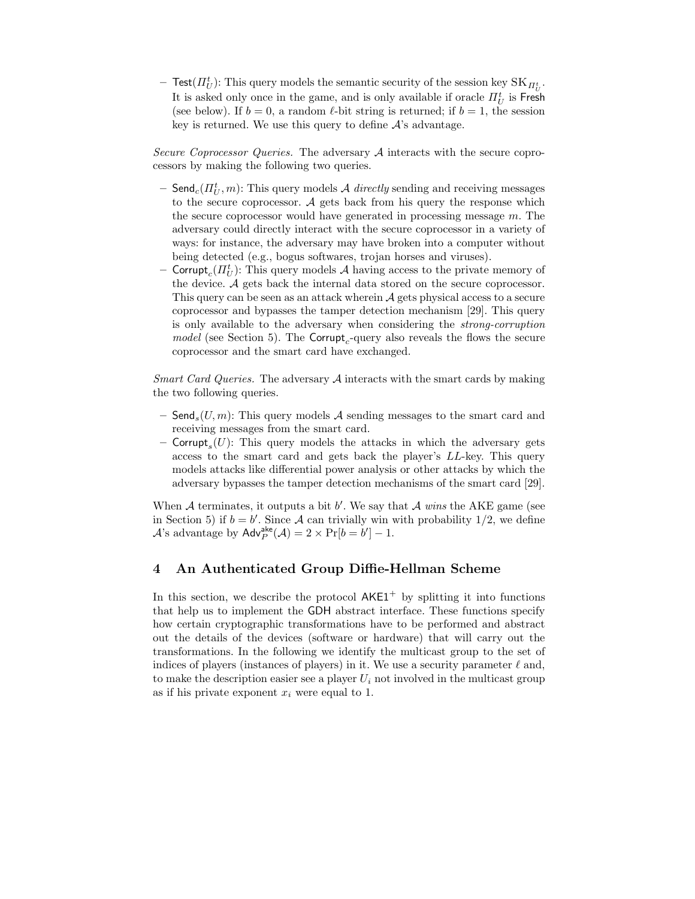– $\mathsf{Test}(\Pi_U^t)$: This query models the semantic security of the session key $\mathrm{SK}_{\Pi_U^t}$. It is asked only once in the game, and is only available if oracle $\Pi_U^t$ is $\mathsf{Fresh}$ (see below). If $b = 0$, a random $\ell$-bit string is returned; if $b = 1$, the session key is returned. We use this query to define $\mathcal{A}$'s advantage.

*Secure Coprocessor Queries.* The adversary $\mathcal{A}$ interacts with the secure coprocessors by making the following two queries.

– $\mathsf{Send}_c(\Pi_U^t, m)$: This query models $\mathcal{A}$ *directly* sending and receiving messages to the secure coprocessor. $\mathcal{A}$ gets back from his query the response which the secure coprocessor would have generated in processing message $m$. The adversary could directly interact with the secure coprocessor in a variety of ways: for instance, the adversary may have broken into a computer without being detected (e.g., bogus softwares, trojan horses and viruses).
– $\mathsf{Corrupt}_c(\Pi_U^t)$: This query models $\mathcal{A}$ having access to the private memory of the device. $\mathcal{A}$ gets back the internal data stored on the secure coprocessor. This query can be seen as an attack wherein $\mathcal{A}$ gets physical access to a secure coprocessor and bypasses the tamper detection mechanism [29]. This query is only available to the adversary when considering the *strong-corruption model* (see Section 5). The $\mathsf{Corrupt}_c$-query also reveals the flows the secure coprocessor and the smart card have exchanged.

*Smart Card Queries.* The adversary $\mathcal{A}$ interacts with the smart cards by making the two following queries.

– $\mathsf{Send}_s(U, m)$: This query models $\mathcal{A}$ sending messages to the smart card and receiving messages from the smart card.
– $\mathsf{Corrupt}_s(U)$: This query models the attacks in which the adversary gets access to the smart card and gets back the player's $LL$-key. This query models attacks like differential power analysis or other attacks by which the adversary bypasses the tamper detection mechanisms of the smart card [29].

When $\mathcal{A}$ terminates, it outputs a bit $b'$. We say that $\mathcal{A}$ *wins* the AKE game (see in Section 5) if $b = b'$. Since $\mathcal{A}$ can trivially win with probability 1/2, we define $\mathcal{A}$'s advantage by $\mathsf{Adv}_P^{\mathsf{ake}}(\mathcal{A}) = 2 \times \Pr[b = b'] - 1$.

## 4 An Authenticated Group Diffie-Hellman Scheme

In this section, we describe the protocol $\mathsf{AKE1}^+$ by splitting it into functions that help us to implement the $\mathsf{GDH}$ abstract interface. These functions specify how certain cryptographic transformations have to be performed and abstract out the details of the devices (software or hardware) that will carry out the transformations. In the following we identify the multicast group to the set of indices of players (instances of players) in it. We use a security parameter $\ell$ and, to make the description easier see a player $U_i$ not involved in the multicast group as if his private exponent $x_i$ were equal to 1.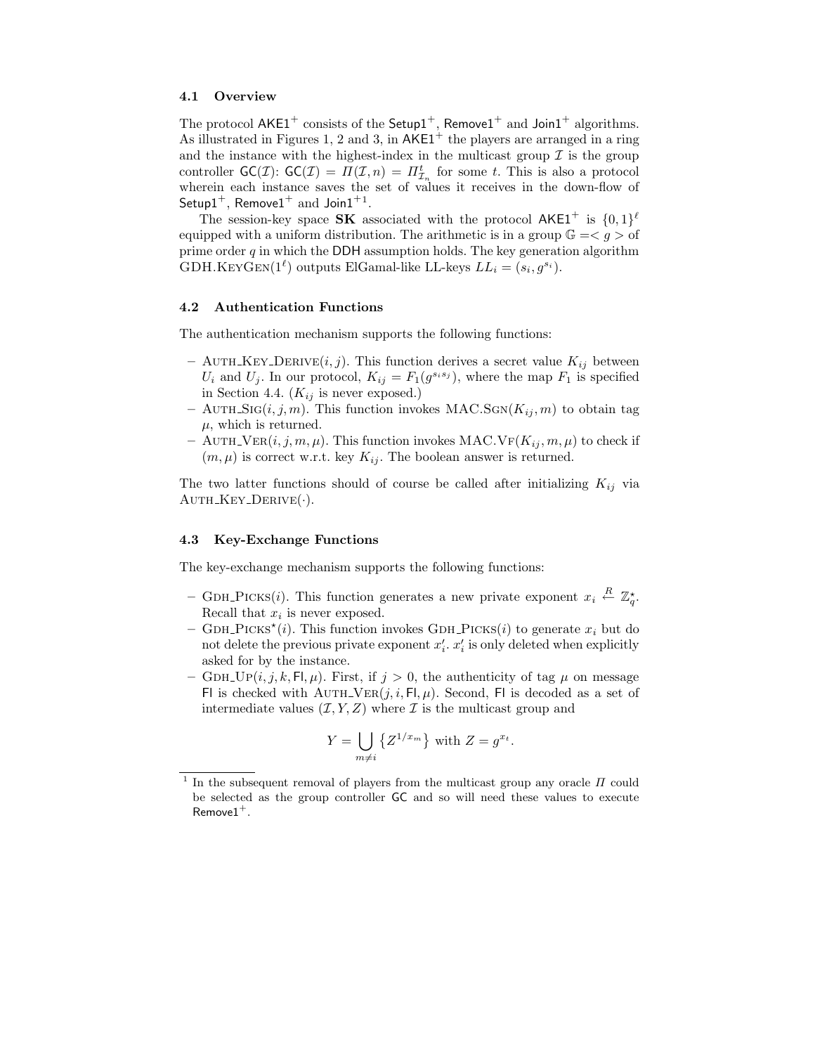### 4.1 Overview

The protocol $\mathsf{AKE1}^+$ consists of the $\mathsf{Setup1}^+$, $\mathsf{Remove1}^+$ and $\mathsf{Join1}^+$ algorithms. As illustrated in Figures 1, 2 and 3, in $\mathsf{AKE1}^+$ the players are arranged in a ring and the instance with the highest-index in the multicast group $\mathcal{I}$ is the group controller $\mathsf{GC}(\mathcal{I})$: $\mathsf{GC}(\mathcal{I}) = \Pi(\mathcal{I}, n) = \Pi^t_{\mathcal{I}_n}$ for some $t$. This is also a protocol wherein each instance saves the set of values it receives in the down-flow of $\mathsf{Setup1}^+$, $\mathsf{Remove1}^+$ and $\mathsf{Join1}^+$[1].

The session-key space $\mathbf{SK}$ associated with the protocol $\mathsf{AKE1}^+$ is $\{0,1\}^\ell$ equipped with a uniform distribution. The arithmetic is in a group $\mathbb{G} = \langle g \rangle$ of prime order $q$ in which the $\mathsf{DDH}$ assumption holds. The key generation algorithm GDH.KeyGen$(1^\ell)$ outputs ElGamal-like LL-keys $LL_i = (s_i, g^{s_i})$.

### 4.2 Authentication Functions

The authentication mechanism supports the following functions:

- Auth_Key_Derive$(i, j)$. This function derives a secret value $K_{ij}$ between $U_i$ and $U_j$. In our protocol, $K_{ij} = F_1(g^{s_i s_j})$, where the map $F_1$ is specified in Section 4.4. ($K_{ij}$ is never exposed.)
- Auth_Sig$(i, j, m)$. This function invokes MAC.Sgn$(K_{ij}, m)$ to obtain tag $\mu$, which is returned.
- Auth_Ver$(i, j, m, \mu)$. This function invokes MAC.Vf$(K_{ij}, m, \mu)$ to check if $(m, \mu)$ is correct w.r.t. key $K_{ij}$. The boolean answer is returned.

The two latter functions should of course be called after initializing $K_{ij}$ via Auth_Key_Derive$(\cdot)$.

### 4.3 Key-Exchange Functions

The key-exchange mechanism supports the following functions:

- Gdh_Picks$(i)$. This function generates a new private exponent $x_i \stackrel{R}{\leftarrow} \mathbb{Z}_q^\star$. Recall that $x_i$ is never exposed.
- Gdh_Picks$^\star(i)$. This function invokes Gdh_Picks$(i)$ to generate $x_i$ but do not delete the previous private exponent $x'_i$. $x'_i$ is only deleted when explicitly asked for by the instance.
- Gdh_Up$(i, j, k, \mathsf{Fl}, \mu)$. First, if $j > 0$, the authenticity of tag $\mu$ on message $\mathsf{Fl}$ is checked with Auth_Ver$(j, i, \mathsf{Fl}, \mu)$. Second, $\mathsf{Fl}$ is decoded as a set of intermediate values $(\mathcal{I}, Y, Z)$ where $\mathcal{I}$ is the multicast group and

$$Y = \bigcup_{m \neq i} \{Z^{1/x_m}\} \text{ with } Z = g^{x_t}.$$

[1] In the subsequent removal of players from the multicast group any oracle $\Pi$ could be selected as the group controller $\mathsf{GC}$ and so will need these values to execute $\mathsf{Remove1}^+$.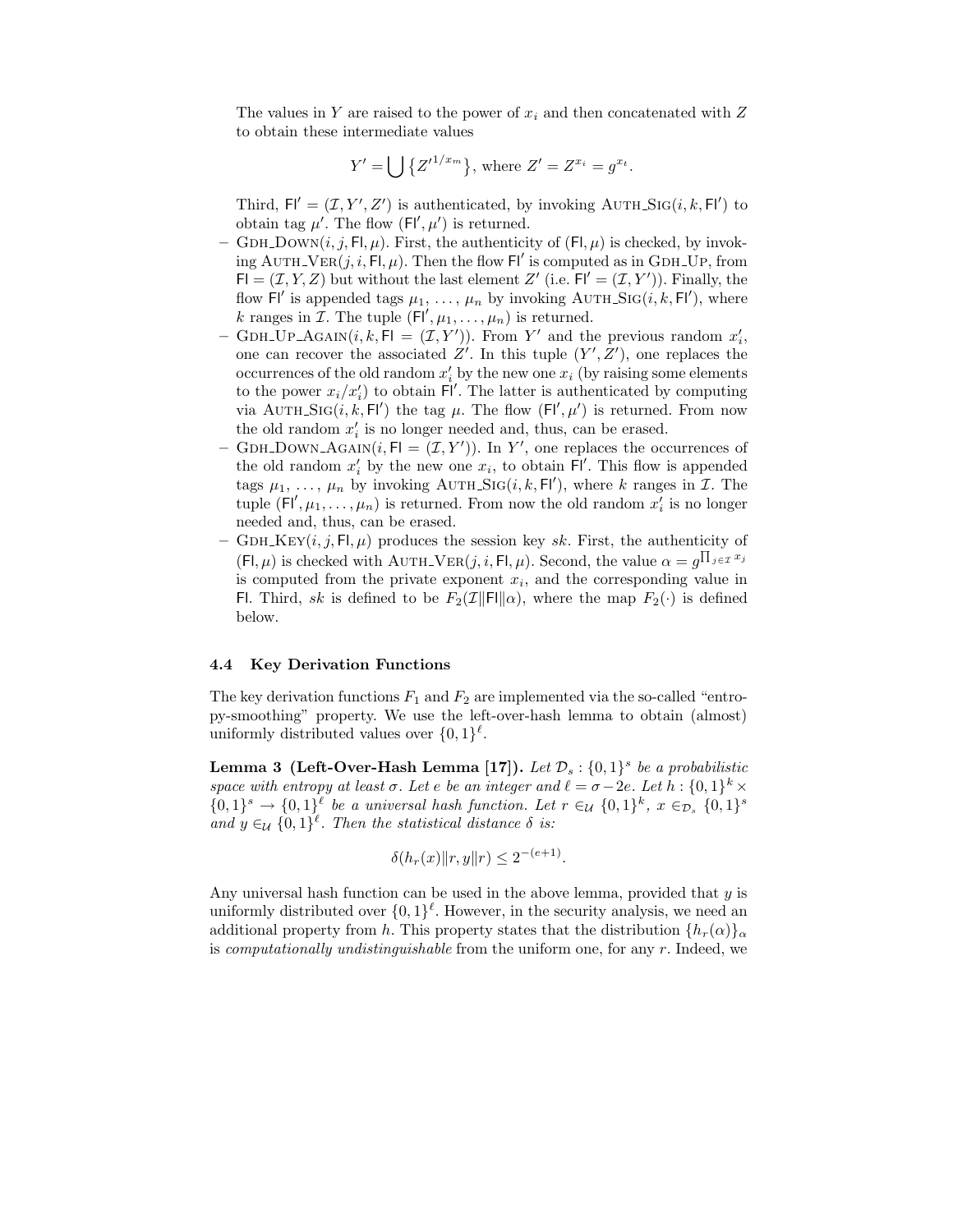The values in $Y$ are raised to the power of $x_i$ and then concatenated with $Z$ to obtain these intermediate values

$$Y' = \bigcup \{ Z'^{1/x_m} \}, \text{ where } Z' = Z^{x_i} = g^{x_t}.$$

Third, $\mathsf{Fl}' = (\mathcal{I}, Y', Z')$ is authenticated, by invoking $\text{Auth\_Sig}(i, k, \mathsf{Fl}')$ to obtain tag $\mu'$. The flow $(\mathsf{Fl}', \mu')$ is returned.

- $\text{Gdh\_Down}(i, j, \mathsf{Fl}, \mu)$. First, the authenticity of $(\mathsf{Fl}, \mu)$ is checked, by invoking $\text{Auth\_Ver}(j, i, \mathsf{Fl}, \mu)$. Then the flow $\mathsf{Fl}'$ is computed as in $\text{Gdh\_Up}$, from $\mathsf{Fl} = (\mathcal{I}, Y, Z)$ but without the last element $Z'$ (i.e. $\mathsf{Fl}' = (\mathcal{I}, Y')$). Finally, the flow $\mathsf{Fl}'$ is appended tags $\mu_1, \ldots, \mu_n$ by invoking $\text{Auth\_Sig}(i, k, \mathsf{Fl}')$, where $k$ ranges in $\mathcal{I}$. The tuple $(\mathsf{Fl}', \mu_1, \ldots, \mu_n)$ is returned.
- $\text{Gdh\_Up\_Again}(i, k, \mathsf{Fl} = (\mathcal{I}, Y'))$. From $Y'$ and the previous random $x'_i$, one can recover the associated $Z'$. In this tuple $(Y', Z')$, one replaces the occurrences of the old random $x'_i$ by the new one $x_i$ (by raising some elements to the power $x_i/x'_i$) to obtain $\mathsf{Fl}'$. The latter is authenticated by computing via $\text{Auth\_Sig}(i, k, \mathsf{Fl}')$ the tag $\mu$. The flow $(\mathsf{Fl}', \mu')$ is returned. From now the old random $x'_i$ is no longer needed and, thus, can be erased.
- $\text{Gdh\_Down\_Again}(i, \mathsf{Fl} = (\mathcal{I}, Y'))$. In $Y'$, one replaces the occurrences of the old random $x'_i$ by the new one $x_i$, to obtain $\mathsf{Fl}'$. This flow is appended tags $\mu_1, \ldots, \mu_n$ by invoking $\text{Auth\_Sig}(i, k, \mathsf{Fl}')$, where $k$ ranges in $\mathcal{I}$. The tuple $(\mathsf{Fl}', \mu_1, \ldots, \mu_n)$ is returned. From now the old random $x'_i$ is no longer needed and, thus, can be erased.
- $\text{Gdh\_Key}(i, j, \mathsf{Fl}, \mu)$ produces the session key $sk$. First, the authenticity of $(\mathsf{Fl}, \mu)$ is checked with $\text{Auth\_Ver}(j, i, \mathsf{Fl}, \mu)$. Second, the value $\alpha = g^{\prod_{j \in \mathcal{I}} x_j}$ is computed from the private exponent $x_i$, and the corresponding value in $\mathsf{Fl}$. Third, $sk$ is defined to be $F_2(\mathcal{I} \| \mathsf{Fl} \| \alpha)$, where the map $F_2(\cdot)$ is defined below.

### 4.4 Key Derivation Functions

The key derivation functions $F_1$ and $F_2$ are implemented via the so-called "entropy-smoothing" property. We use the left-over-hash lemma to obtain (almost) uniformly distributed values over $\{0,1\}^\ell$.

**Lemma 3 (Left-Over-Hash Lemma [17]).** *Let $\mathcal{D}_s : \{0,1\}^s$ be a probabilistic space with entropy at least $\sigma$. Let $e$ be an integer and $\ell = \sigma - 2e$. Let $h : \{0,1\}^k \times \{0,1\}^s \to \{0,1\}^\ell$ be a universal hash function. Let $r \in_{\mathcal{U}} \{0,1\}^k$, $x \in_{\mathcal{D}_s} \{0,1\}^s$ and $y \in_{\mathcal{U}} \{0,1\}^\ell$. Then the statistical distance $\delta$ is:*

$$\delta(h_r(x) \| r, y \| r) \leq 2^{-(e+1)}.$$

Any universal hash function can be used in the above lemma, provided that $y$ is uniformly distributed over $\{0,1\}^\ell$. However, in the security analysis, we need an additional property from $h$. This property states that the distribution $\{h_r(\alpha)\}_\alpha$ is *computationally undistinguishable* from the uniform one, for any $r$. Indeed, we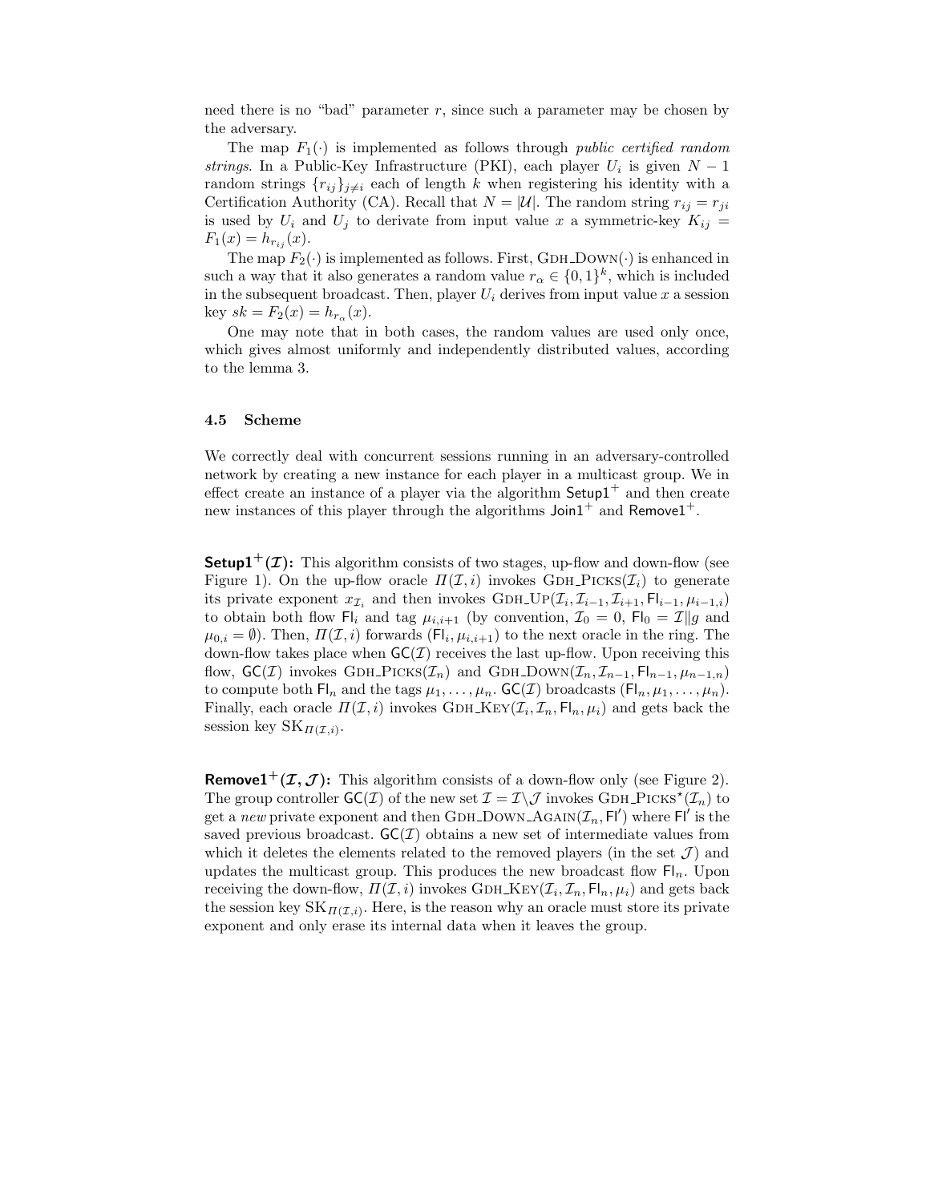need there is no "bad" parameter $r$, since such a parameter may be chosen by the adversary.

The map $F_1(\cdot)$ is implemented as follows through *public certified random strings*. In a Public-Key Infrastructure (PKI), each player $U_i$ is given $N-1$ random strings $\{r_{ij}\}_{j \neq i}$ each of length $k$ when registering his identity with a Certification Authority (CA). Recall that $N = |\mathcal{U}|$. The random string $r_{ij} = r_{ji}$ is used by $U_i$ and $U_j$ to derivate from input value $x$ a symmetric-key $K_{ij} = F_1(x) = h_{r_{ij}}(x)$.

The map $F_2(\cdot)$ is implemented as follows. First, GDH_DOWN$(\cdot)$ is enhanced in such a way that it also generates a random value $r_\alpha \in \{0,1\}^k$, which is included in the subsequent broadcast. Then, player $U_i$ derives from input value $x$ a session key $sk = F_2(x) = h_{r_\alpha}(x)$.

One may note that in both cases, the random values are used only once, which gives almost uniformly and independently distributed values, according to the lemma 3.

### 4.5 Scheme

We correctly deal with concurrent sessions running in an adversary-controlled network by creating a new instance for each player in a multicast group. We in effect create an instance of a player via the algorithm $\mathsf{Setup1}^+$ and then create new instances of this player through the algorithms $\mathsf{Join1}^+$ and $\mathsf{Remove1}^+$.

**$\mathsf{Setup1}^+(\mathcal{I})$:** This algorithm consists of two stages, up-flow and down-flow (see Figure 1). On the up-flow oracle $\Pi(\mathcal{I}, i)$ invokes GDH_PICKS$(\mathcal{I}_i)$ to generate its private exponent $x_{\mathcal{I}_i}$ and then invokes GDH_UP$(\mathcal{I}_i, \mathcal{I}_{i-1}, \mathcal{I}_{i+1}, \mathsf{Fl}_{i-1}, \mu_{i-1,i})$ to obtain both flow $\mathsf{Fl}_i$ and tag $\mu_{i,i+1}$ (by convention, $\mathcal{I}_0 = 0$, $\mathsf{Fl}_0 = \mathcal{I} \| g$ and $\mu_{0,i} = \emptyset$). Then, $\Pi(\mathcal{I}, i)$ forwards $(\mathsf{Fl}_i, \mu_{i,i+1})$ to the next oracle in the ring. The down-flow takes place when $\mathsf{GC}(\mathcal{I})$ receives the last up-flow. Upon receiving this flow, $\mathsf{GC}(\mathcal{I})$ invokes GDH_PICKS$(\mathcal{I}_n)$ and GDH_DOWN$(\mathcal{I}_n, \mathcal{I}_{n-1}, \mathsf{Fl}_{n-1}, \mu_{n-1,n})$ to compute both $\mathsf{Fl}_n$ and the tags $\mu_1, \ldots, \mu_n$. $\mathsf{GC}(\mathcal{I})$ broadcasts $(\mathsf{Fl}_n, \mu_1, \ldots, \mu_n)$. Finally, each oracle $\Pi(\mathcal{I}, i)$ invokes GDH_KEY$(\mathcal{I}_i, \mathcal{I}_n, \mathsf{Fl}_n, \mu_i)$ and gets back the session key $\mathrm{SK}_{\Pi(\mathcal{I},i)}$.

**$\mathsf{Remove1}^+(\mathcal{I}, \mathcal{J})$:** This algorithm consists of a down-flow only (see Figure 2). The group controller $\mathsf{GC}(\mathcal{I})$ of the new set $\mathcal{I} = \mathcal{I} \backslash \mathcal{J}$ invokes GDH_PICKS$^\star(\mathcal{I}_n)$ to get a *new* private exponent and then GDH_DOWN_AGAIN$(\mathcal{I}_n, \mathsf{Fl}')$ where $\mathsf{Fl}'$ is the saved previous broadcast. $\mathsf{GC}(\mathcal{I})$ obtains a new set of intermediate values from which it deletes the elements related to the removed players (in the set $\mathcal{J}$) and updates the multicast group. This produces the new broadcast flow $\mathsf{Fl}_n$. Upon receiving the down-flow, $\Pi(\mathcal{I}, i)$ invokes GDH_KEY$(\mathcal{I}_i, \mathcal{I}_n, \mathsf{Fl}_n, \mu_i)$ and gets back the session key $\mathrm{SK}_{\Pi(\mathcal{I},i)}$. Here, is the reason why an oracle must store its private exponent and only erase its internal data when it leaves the group.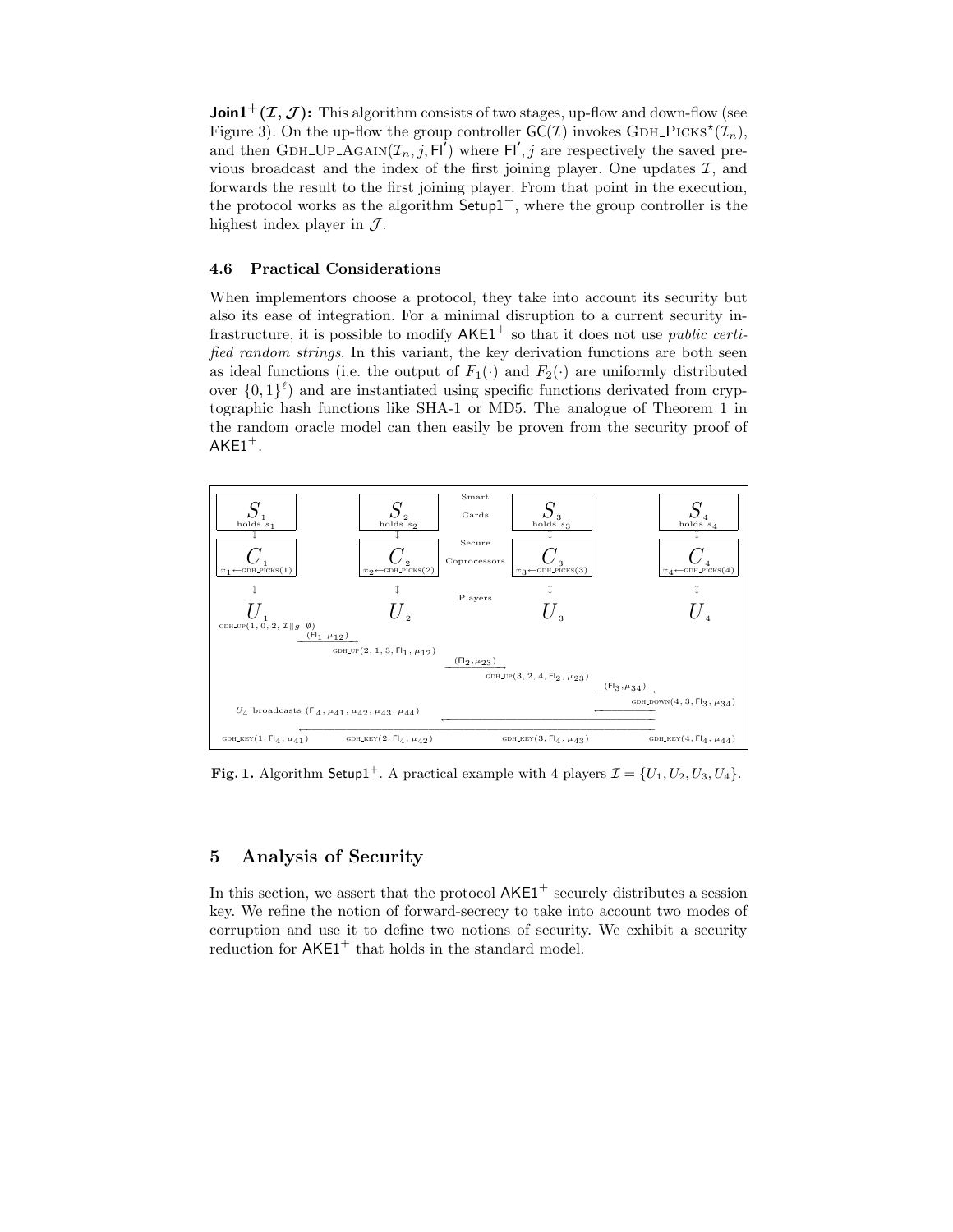**Join1$^+$($\mathcal{I}, \mathcal{J}$):** This algorithm consists of two stages, up-flow and down-flow (see Figure 3). On the up-flow the group controller $\mathsf{GC}(\mathcal{I})$ invokes GDH_PICKS$^\star(\mathcal{I}_n)$, and then GDH_UP_AGAIN$(\mathcal{I}_n, j, \mathsf{Fl}')$ where $\mathsf{Fl}', j$ are respectively the saved previous broadcast and the index of the first joining player. One updates $\mathcal{I}$, and forwards the result to the first joining player. From that point in the execution, the protocol works as the algorithm $\mathsf{Setup1}^+$, where the group controller is the highest index player in $\mathcal{J}$.

### 4.6 Practical Considerations

When implementors choose a protocol, they take into account its security but also its ease of integration. For a minimal disruption to a current security infrastructure, it is possible to modify $\mathsf{AKE1}^+$ so that it does not use *public certified random strings*. In this variant, the key derivation functions are both seen as ideal functions (i.e. the output of $F_1(\cdot)$ and $F_2(\cdot)$ are uniformly distributed over $\{0,1\}^\ell$) and are instantiated using specific functions derivated from cryptographic hash functions like SHA-1 or MD5. The analogue of Theorem 1 in the random oracle model can then easily be proven from the security proof of $\mathsf{AKE1}^+$.

**Fig. 1.** Algorithm $\mathsf{Setup1}^+$. A practical example with 4 players $\mathcal{I} = \{U_1, U_2, U_3, U_4\}$.

## 5 Analysis of Security

In this section, we assert that the protocol $\mathsf{AKE1}^+$ securely distributes a session key. We refine the notion of forward-secrecy to take into account two modes of corruption and use it to define two notions of security. We exhibit a security reduction for $\mathsf{AKE1}^+$ that holds in the standard model.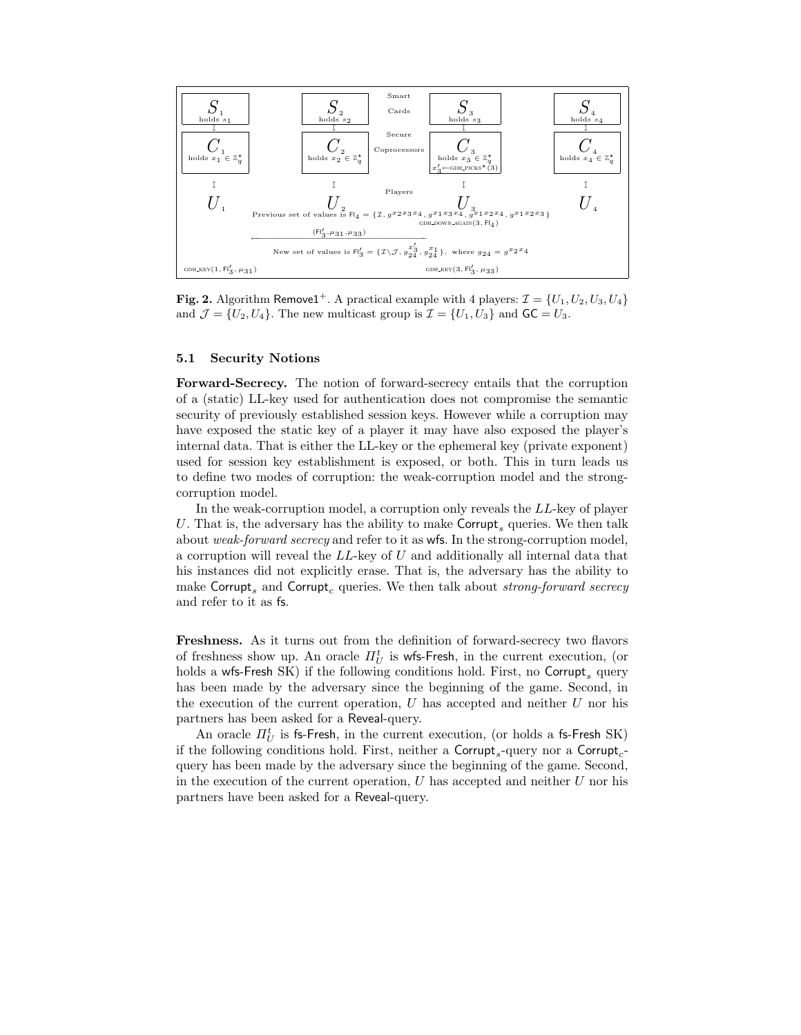Smart Cards

$S_1$ holds $s_1$ — $S_2$ holds $s_2$ — $S_3$ holds $s_3$ — $S_4$ holds $s_4$

Secure Coprocessors

$C_1$ holds $x_1 \in \mathbb{Z}_q^\star$ — $C_2$ holds $x_2 \in \mathbb{Z}_q^\star$ — $C_3$ holds $x_3 \in \mathbb{Z}_q^\star$, $x_3' \leftarrow$ GDH_PICKS$^\star(3)$ — $C_4$ holds $x_4 \in \mathbb{Z}_q^\star$

Players

$U_1$ — $U_2$ — $U_3$ — $U_4$

Previous set of values is $\mathsf{Fl}_4 = \{\mathcal{I}, g^{x_2x_3x_4}, g^{x_1x_3x_4}, g^{x_1x_2x_4}, g^{x_1x_2x_3}\}$

GDH_DOWN_AGAIN$(3, \mathsf{Fl}_4)$

$(\mathsf{Fl}_3', \mu_{31}, \mu_{33})$

New set of values is $\mathsf{Fl}_3' = \{\mathcal{I}\backslash\mathcal{J}, g_{24}^{x_3'}, g_{24}^{x_1}\}$, where $g_{24} = g^{x_2x_4}$

GDH_KEY$(1, \mathsf{Fl}_3', \mu_{31})$ — GDH_KEY$(3, \mathsf{Fl}_3', \mu_{33})$

**Fig. 2.** Algorithm $\mathsf{Remove1}^+$. A practical example with 4 players: $\mathcal{I} = \{U_1, U_2, U_3, U_4\}$ and $\mathcal{J} = \{U_2, U_4\}$. The new multicast group is $\mathcal{I} = \{U_1, U_3\}$ and $\mathsf{GC} = U_3$.

### 5.1 Security Notions

**Forward-Secrecy.** The notion of forward-secrecy entails that the corruption of a (static) LL-key used for authentication does not compromise the semantic security of previously established session keys. However while a corruption may have exposed the static key of a player it may have also exposed the player's internal data. That is either the LL-key or the ephemeral key (private exponent) used for session key establishment is exposed, or both. This in turn leads us to define two modes of corruption: the weak-corruption model and the strong-corruption model.

In the weak-corruption model, a corruption only reveals the $LL$-key of player $U$. That is, the adversary has the ability to make $\mathsf{Corrupt}_s$ queries. We then talk about *weak-forward secrecy* and refer to it as wfs. In the strong-corruption model, a corruption will reveal the $LL$-key of $U$ and additionally all internal data that his instances did not explicitly erase. That is, the adversary has the ability to make $\mathsf{Corrupt}_s$ and $\mathsf{Corrupt}_c$ queries. We then talk about *strong-forward secrecy* and refer to it as fs.

**Freshness.** As it turns out from the definition of forward-secrecy two flavors of freshness show up. An oracle $\Pi_U^t$ is wfs-Fresh, in the current execution, (or holds a wfs-Fresh SK) if the following conditions hold. First, no $\mathsf{Corrupt}_s$ query has been made by the adversary since the beginning of the game. Second, in the execution of the current operation, $U$ has accepted and neither $U$ nor his partners has been asked for a Reveal-query.

An oracle $\Pi_U^t$ is fs-Fresh, in the current execution, (or holds a fs-Fresh SK) if the following conditions hold. First, neither a $\mathsf{Corrupt}_s$-query nor a $\mathsf{Corrupt}_c$-query has been made by the adversary since the beginning of the game. Second, in the execution of the current operation, $U$ has accepted and neither $U$ nor his partners have been asked for a Reveal-query.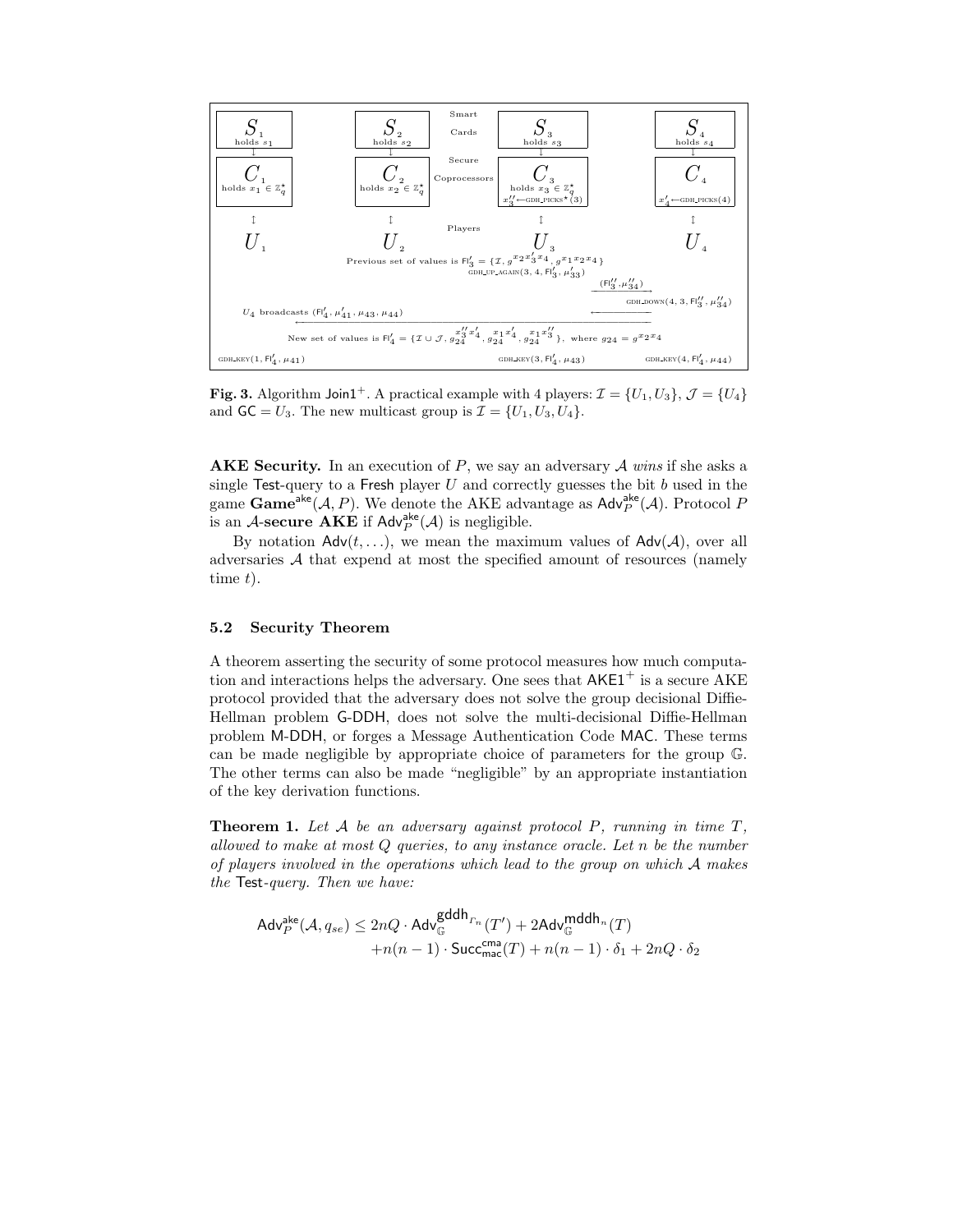| Smart Cards | | | |
|---|---|---|---|
| $S_1$ holds $s_1$ | $S_2$ holds $s_2$ | $S_3$ holds $s_3$ | $S_4$ holds $s_4$ |
| Secure Coprocessors | | | |
| $C_1$ holds $x_1 \in \mathbb{Z}_q^\star$ | $C_2$ holds $x_2 \in \mathbb{Z}_q^\star$ | $C_3$ holds $x_3 \in \mathbb{Z}_q^\star$, $x_3'' \leftarrow$ GDH_PICKS$^\star(3)$ | $C_4$, $x_4' \leftarrow$ GDH_PICKS(4) |
| Players | | | |
| $U_1$ | $U_2$ | $U_3$ | $U_4$ |

Previous set of values is $\mathsf{Fl}_3' = \{\mathcal{I}, g^{x_2 x_3' x_4}, g^{x_1 x_2 x_4}\}$

GDH_UP_AGAIN$(3, 4, \mathsf{Fl}_3', \mu_{33}')$

$(\mathsf{Fl}_3'', \mu_{34}'')$ →

GDH_DOWN$(4, 3, \mathsf{Fl}_3'', \mu_{34}'')$

$U_4$ broadcasts $(\mathsf{Fl}_4', \mu_{41}', \mu_{43}, \mu_{44})$

New set of values is $\mathsf{Fl}_4' = \{\mathcal{I} \cup \mathcal{J}, g_{24}^{x_3'' x_4'}, g_{24}^{x_1 x_4'}, g_{24}^{x_1 x_3''}\}$, where $g_{24} = g^{x_2 x_4}$

GDH_KEY$(1, \mathsf{Fl}_4', \mu_{41})$ GDH_KEY$(3, \mathsf{Fl}_4', \mu_{43})$ GDH_KEY$(4, \mathsf{Fl}_4', \mu_{44})$

**Fig. 3.** Algorithm $\mathsf{Join1}^+$. A practical example with 4 players: $\mathcal{I} = \{U_1, U_3\}$, $\mathcal{J} = \{U_4\}$ and $\mathsf{GC} = U_3$. The new multicast group is $\mathcal{I} = \{U_1, U_3, U_4\}$.

**AKE Security.** In an execution of $P$, we say an adversary $\mathcal{A}$ *wins* if she asks a single Test-query to a Fresh player $U$ and correctly guesses the bit $b$ used in the game $\mathbf{Game}^{\mathsf{ake}}(\mathcal{A}, P)$. We denote the AKE advantage as $\mathsf{Adv}_P^{\mathsf{ake}}(\mathcal{A})$. Protocol $P$ is an $\mathcal{A}$-**secure AKE** if $\mathsf{Adv}_P^{\mathsf{ake}}(\mathcal{A})$ is negligible.

By notation $\mathsf{Adv}(t, \ldots)$, we mean the maximum values of $\mathsf{Adv}(\mathcal{A})$, over all adversaries $\mathcal{A}$ that expend at most the specified amount of resources (namely time $t$).

### 5.2 Security Theorem

A theorem asserting the security of some protocol measures how much computation and interactions helps the adversary. One sees that $\mathsf{AKE1}^+$ is a secure AKE protocol provided that the adversary does not solve the group decisional Diffie-Hellman problem G-DDH, does not solve the multi-decisional Diffie-Hellman problem M-DDH, or forges a Message Authentication Code MAC. These terms can be made negligible by appropriate choice of parameters for the group $\mathbb{G}$. The other terms can also be made "negligible" by an appropriate instantiation of the key derivation functions.

**Theorem 1.** *Let $\mathcal{A}$ be an adversary against protocol $P$, running in time $T$, allowed to make at most $Q$ queries, to any instance oracle. Let $n$ be the number of players involved in the operations which lead to the group on which $\mathcal{A}$ makes the Test-query. Then we have:*

$$\mathsf{Adv}_P^{\mathsf{ake}}(\mathcal{A}, q_{se}) \leq 2nQ \cdot \mathsf{Adv}_{\mathbb{G}}^{\mathsf{gddh}_{\Gamma_n}}(T') + 2\mathsf{Adv}_{\mathbb{G}}^{\mathsf{mddh}_n}(T) + n(n-1) \cdot \mathsf{Succ}_{\mathsf{mac}}^{\mathsf{cma}}(T) + n(n-1) \cdot \delta_1 + 2nQ \cdot \delta_2$$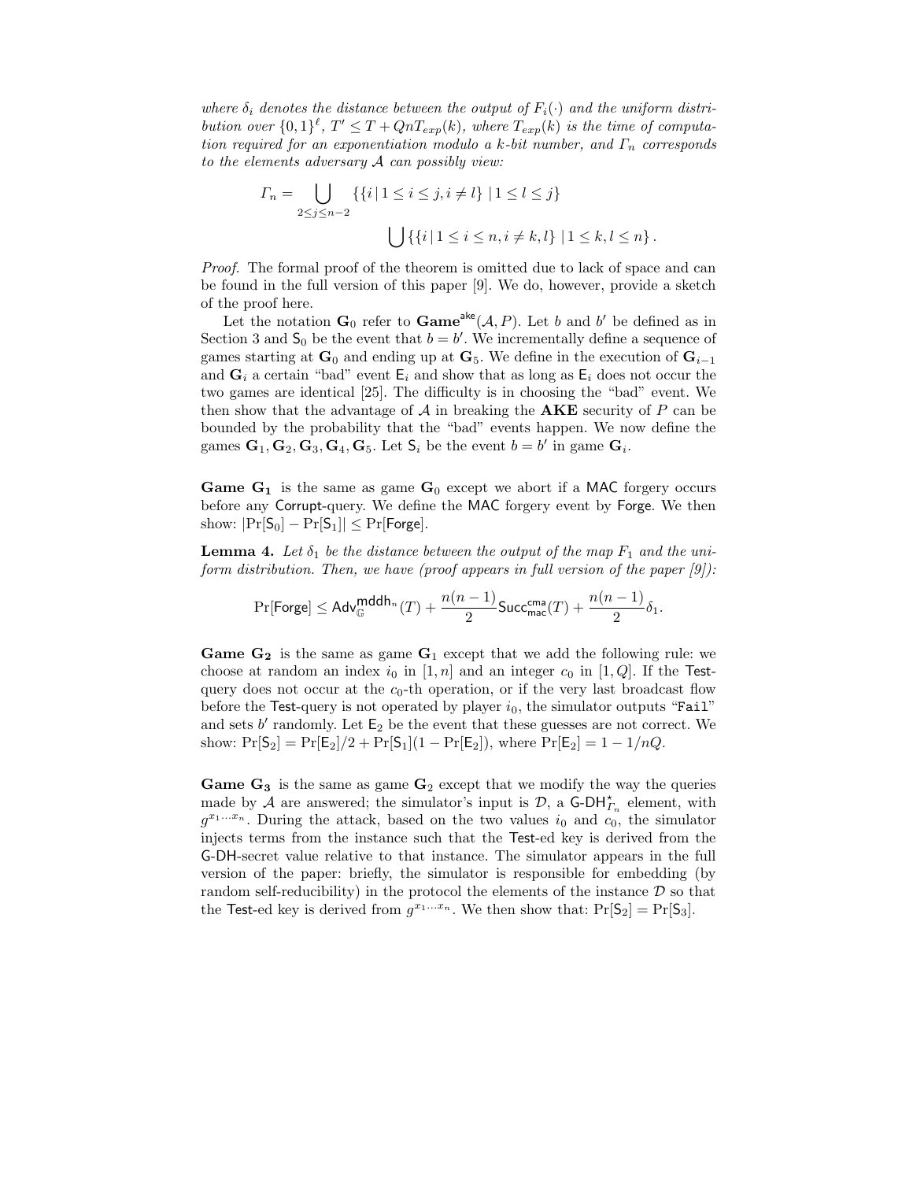*where $\delta_i$ denotes the distance between the output of $F_i(\cdot)$ and the uniform distribution over $\{0,1\}^\ell$, $T' \leq T + QnT_{exp}(k)$, where $T_{exp}(k)$ is the time of computation required for an exponentiation modulo a $k$-bit number, and $\Gamma_n$ corresponds to the elements adversary $\mathcal{A}$ can possibly view:*

$$\Gamma_n = \bigcup_{2 \leq j \leq n-2} \{\{i \,|\, 1 \leq i \leq j, i \neq l\} \,|\, 1 \leq l \leq j\}$$
$$\bigcup \{\{i \,|\, 1 \leq i \leq n, i \neq k, l\} \,|\, 1 \leq k, l \leq n\}.$$

*Proof.* The formal proof of the theorem is omitted due to lack of space and can be found in the full version of this paper [9]. We do, however, provide a sketch of the proof here.

Let the notation $\mathbf{G}_0$ refer to $\mathbf{Game}^{\mathsf{ake}}(\mathcal{A}, P)$. Let $b$ and $b'$ be defined as in Section 3 and $\mathsf{S}_0$ be the event that $b = b'$. We incrementally define a sequence of games starting at $\mathbf{G}_0$ and ending up at $\mathbf{G}_5$. We define in the execution of $\mathbf{G}_{i-1}$ and $\mathbf{G}_i$ a certain "bad" event $\mathsf{E}_i$ and show that as long as $\mathsf{E}_i$ does not occur the two games are identical [25]. The difficulty is in choosing the "bad" event. We then show that the advantage of $\mathcal{A}$ in breaking the **AKE** security of $P$ can be bounded by the probability that the "bad" events happen. We now define the games $\mathbf{G}_1, \mathbf{G}_2, \mathbf{G}_3, \mathbf{G}_4, \mathbf{G}_5$. Let $\mathsf{S}_i$ be the event $b = b'$ in game $\mathbf{G}_i$.

**Game $\mathbf{G_1}$** is the same as game $\mathbf{G}_0$ except we abort if a MAC forgery occurs before any Corrupt-query. We define the MAC forgery event by Forge. We then show: $|\Pr[\mathsf{S}_0] - \Pr[\mathsf{S}_1]| \leq \Pr[\mathsf{Forge}]$.

**Lemma 4.** *Let $\delta_1$ be the distance between the output of the map $F_1$ and the uniform distribution. Then, we have (proof appears in full version of the paper [9]):*

$$\Pr[\mathsf{Forge}] \leq \mathsf{Adv}_{\mathbb{G}}^{\mathsf{mddh}_n}(T) + \frac{n(n-1)}{2}\mathsf{Succ}_{\mathsf{mac}}^{\mathsf{cma}}(T) + \frac{n(n-1)}{2}\delta_1.$$

**Game $\mathbf{G_2}$** is the same as game $\mathbf{G}_1$ except that we add the following rule: we choose at random an index $i_0$ in $[1, n]$ and an integer $c_0$ in $[1, Q]$. If the Test-query does not occur at the $c_0$-th operation, or if the very last broadcast flow before the Test-query is not operated by player $i_0$, the simulator outputs "`Fail`" and sets $b'$ randomly. Let $\mathsf{E}_2$ be the event that these guesses are not correct. We show: $\Pr[\mathsf{S}_2] = \Pr[\mathsf{E}_2]/2 + \Pr[\mathsf{S}_1](1 - \Pr[\mathsf{E}_2])$, where $\Pr[\mathsf{E}_2] = 1 - 1/nQ$.

**Game $\mathbf{G_3}$** is the same as game $\mathbf{G}_2$ except that we modify the way the queries made by $\mathcal{A}$ are answered; the simulator's input is $\mathcal{D}$, a $\mathsf{G\text{-}DH}^{\star}_{\Gamma_n}$ element, with $g^{x_1 \ldots x_n}$. During the attack, based on the two values $i_0$ and $c_0$, the simulator injects terms from the instance such that the Test-ed key is derived from the G-DH-secret value relative to that instance. The simulator appears in the full version of the paper: briefly, the simulator is responsible for embedding (by random self-reducibility) in the protocol the elements of the instance $\mathcal{D}$ so that the Test-ed key is derived from $g^{x_1 \ldots x_n}$. We then show that: $\Pr[\mathsf{S}_2] = \Pr[\mathsf{S}_3]$.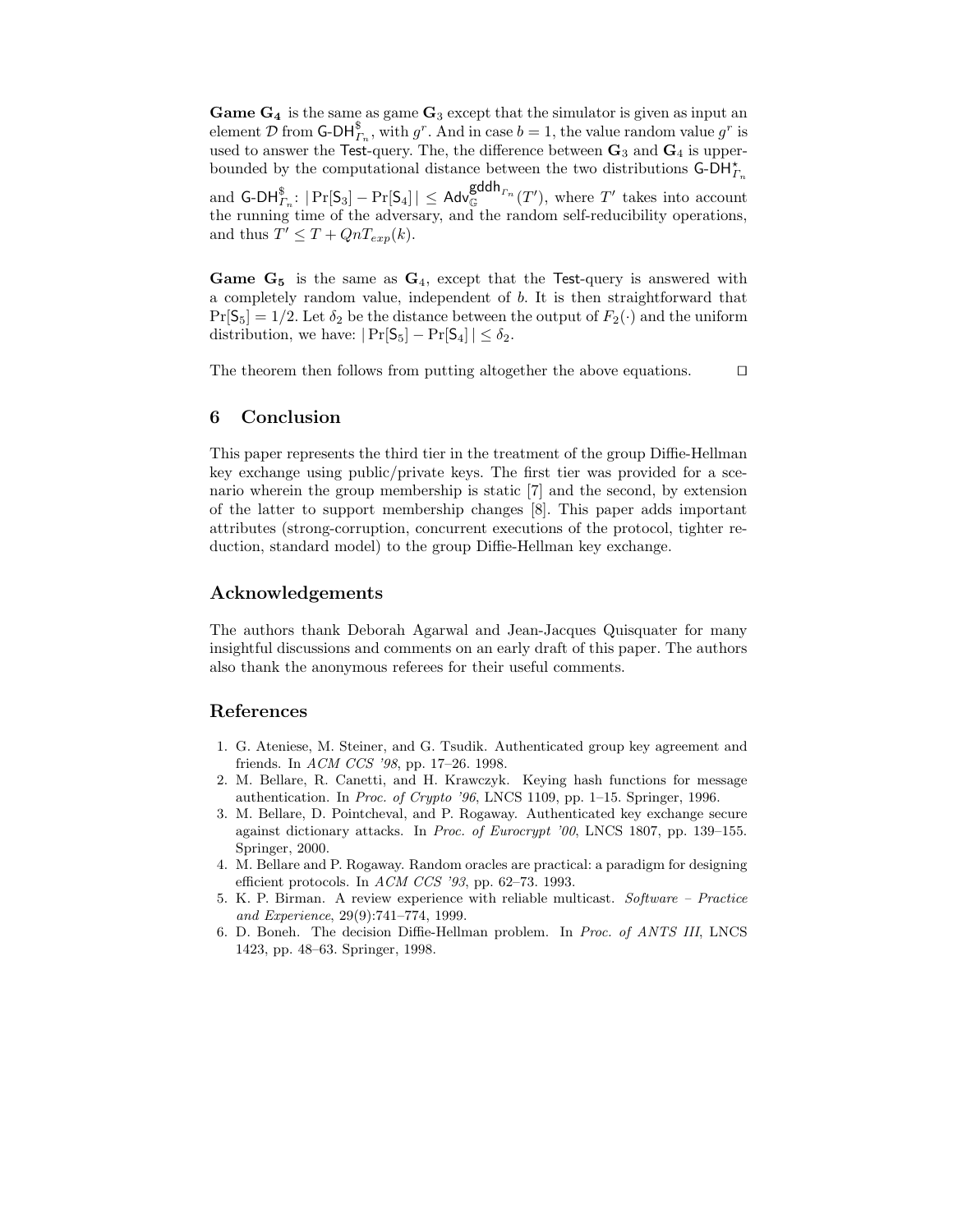**Game $\mathbf{G_4}$** is the same as game $\mathbf{G}_3$ except that the simulator is given as input an element $\mathcal{D}$ from $\mathsf{G\text{-}DH}^{\$}_{\Gamma_n}$, with $g^r$. And in case $b = 1$, the value random value $g^r$ is used to answer the Test-query. The, the difference between $\mathbf{G}_3$ and $\mathbf{G}_4$ is upper-bounded by the computational distance between the two distributions $\mathsf{G\text{-}DH}^{\star}_{\Gamma_n}$ and $\mathsf{G\text{-}DH}^{\$}_{\Gamma_n}$: $|\Pr[\mathsf{S}_3] - \Pr[\mathsf{S}_4]| \leq \mathsf{Adv}^{\mathsf{gddh}_{\Gamma_n}}_{\mathbb{G}}(T')$, where $T'$ takes into account the running time of the adversary, and the random self-reducibility operations, and thus $T' \leq T + QnT_{exp}(k)$.

**Game $\mathbf{G_5}$** is the same as $\mathbf{G}_4$, except that the Test-query is answered with a completely random value, independent of $b$. It is then straightforward that $\Pr[\mathsf{S}_5] = 1/2$. Let $\delta_2$ be the distance between the output of $F_2(\cdot)$ and the uniform distribution, we have: $|\Pr[\mathsf{S}_5] - \Pr[\mathsf{S}_4]| \leq \delta_2$.

The theorem then follows from putting altogether the above equations. □

## 6 Conclusion

This paper represents the third tier in the treatment of the group Diffie-Hellman key exchange using public/private keys. The first tier was provided for a scenario wherein the group membership is static [7] and the second, by extension of the latter to support membership changes [8]. This paper adds important attributes (strong-corruption, concurrent executions of the protocol, tighter reduction, standard model) to the group Diffie-Hellman key exchange.

## Acknowledgements

The authors thank Deborah Agarwal and Jean-Jacques Quisquater for many insightful discussions and comments on an early draft of this paper. The authors also thank the anonymous referees for their useful comments.

## References

1. G. Ateniese, M. Steiner, and G. Tsudik. Authenticated group key agreement and friends. In *ACM CCS '98*, pp. 17–26. 1998.
2. M. Bellare, R. Canetti, and H. Krawczyk. Keying hash functions for message authentication. In *Proc. of Crypto '96*, LNCS 1109, pp. 1–15. Springer, 1996.
3. M. Bellare, D. Pointcheval, and P. Rogaway. Authenticated key exchange secure against dictionary attacks. In *Proc. of Eurocrypt '00*, LNCS 1807, pp. 139–155. Springer, 2000.
4. M. Bellare and P. Rogaway. Random oracles are practical: a paradigm for designing efficient protocols. In *ACM CCS '93*, pp. 62–73. 1993.
5. K. P. Birman. A review experience with reliable multicast. *Software – Practice and Experience*, 29(9):741–774, 1999.
6. D. Boneh. The decision Diffie-Hellman problem. In *Proc. of ANTS III*, LNCS 1423, pp. 48–63. Springer, 1998.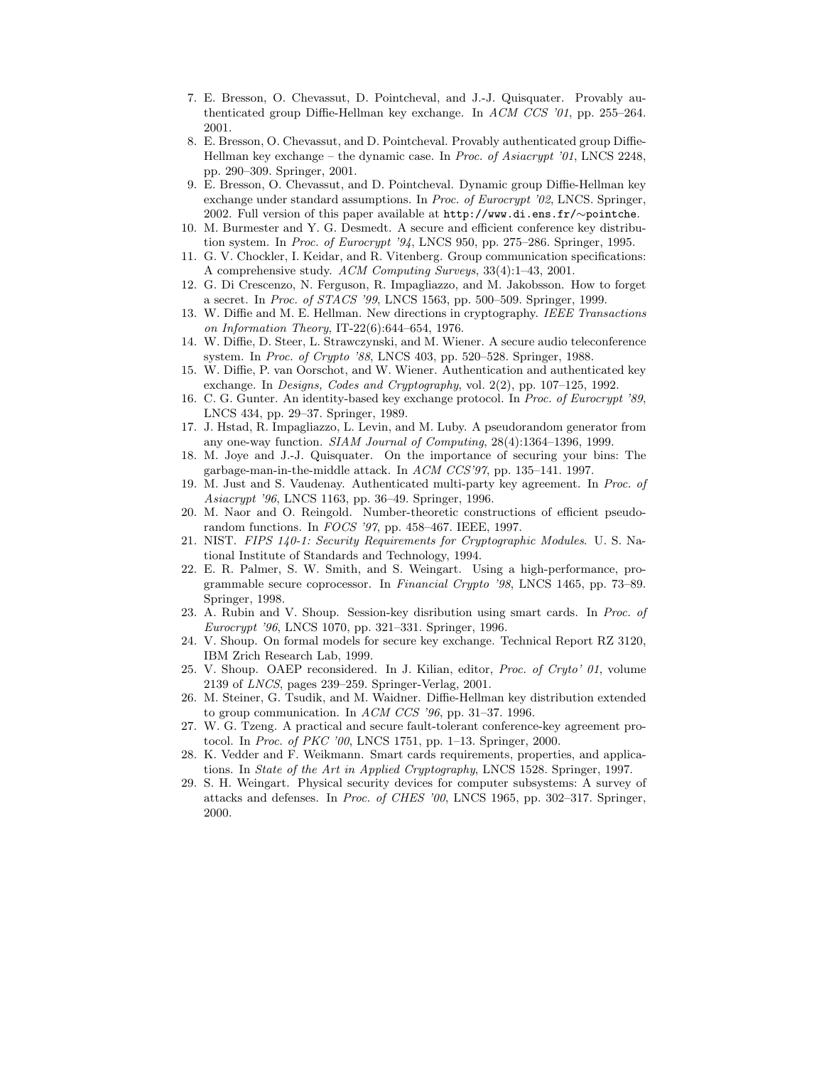7. E. Bresson, O. Chevassut, D. Pointcheval, and J.-J. Quisquater. Provably authenticated group Diffie-Hellman key exchange. In *ACM CCS '01*, pp. 255–264. 2001.
8. E. Bresson, O. Chevassut, and D. Pointcheval. Provably authenticated group Diffie-Hellman key exchange – the dynamic case. In *Proc. of Asiacrypt '01*, LNCS 2248, pp. 290–309. Springer, 2001.
9. E. Bresson, O. Chevassut, and D. Pointcheval. Dynamic group Diffie-Hellman key exchange under standard assumptions. In *Proc. of Eurocrypt '02*, LNCS. Springer, 2002. Full version of this paper available at `http://www.di.ens.fr/~pointche`.
10. M. Burmester and Y. G. Desmedt. A secure and efficient conference key distribution system. In *Proc. of Eurocrypt '94*, LNCS 950, pp. 275–286. Springer, 1995.
11. G. V. Chockler, I. Keidar, and R. Vitenberg. Group communication specifications: A comprehensive study. *ACM Computing Surveys*, 33(4):1–43, 2001.
12. G. Di Crescenzo, N. Ferguson, R. Impagliazzo, and M. Jakobsson. How to forget a secret. In *Proc. of STACS '99*, LNCS 1563, pp. 500–509. Springer, 1999.
13. W. Diffie and M. E. Hellman. New directions in cryptography. *IEEE Transactions on Information Theory*, IT-22(6):644–654, 1976.
14. W. Diffie, D. Steer, L. Strawczynski, and M. Wiener. A secure audio teleconference system. In *Proc. of Crypto '88*, LNCS 403, pp. 520–528. Springer, 1988.
15. W. Diffie, P. van Oorschot, and W. Wiener. Authentication and authenticated key exchange. In *Designs, Codes and Cryptography*, vol. 2(2), pp. 107–125, 1992.
16. C. G. Gunter. An identity-based key exchange protocol. In *Proc. of Eurocrypt '89*, LNCS 434, pp. 29–37. Springer, 1989.
17. J. Hstad, R. Impagliazzo, L. Levin, and M. Luby. A pseudorandom generator from any one-way function. *SIAM Journal of Computing*, 28(4):1364–1396, 1999.
18. M. Joye and J.-J. Quisquater. On the importance of securing your bins: The garbage-man-in-the-middle attack. In *ACM CCS'97*, pp. 135–141. 1997.
19. M. Just and S. Vaudenay. Authenticated multi-party key agreement. In *Proc. of Asiacrypt '96*, LNCS 1163, pp. 36–49. Springer, 1996.
20. M. Naor and O. Reingold. Number-theoretic constructions of efficient pseudorandom functions. In *FOCS '97*, pp. 458–467. IEEE, 1997.
21. NIST. *FIPS 140-1: Security Requirements for Cryptographic Modules*. U. S. National Institute of Standards and Technology, 1994.
22. E. R. Palmer, S. W. Smith, and S. Weingart. Using a high-performance, programmable secure coprocessor. In *Financial Crypto '98*, LNCS 1465, pp. 73–89. Springer, 1998.
23. A. Rubin and V. Shoup. Session-key disribution using smart cards. In *Proc. of Eurocrypt '96*, LNCS 1070, pp. 321–331. Springer, 1996.
24. V. Shoup. On formal models for secure key exchange. Technical Report RZ 3120, IBM Zrich Research Lab, 1999.
25. V. Shoup. OAEP reconsidered. In J. Kilian, editor, *Proc. of Cryto' 01*, volume 2139 of *LNCS*, pages 239–259. Springer-Verlag, 2001.
26. M. Steiner, G. Tsudik, and M. Waidner. Diffie-Hellman key distribution extended to group communication. In *ACM CCS '96*, pp. 31–37. 1996.
27. W. G. Tzeng. A practical and secure fault-tolerant conference-key agreement protocol. In *Proc. of PKC '00*, LNCS 1751, pp. 1–13. Springer, 2000.
28. K. Vedder and F. Weikmann. Smart cards requirements, properties, and applications. In *State of the Art in Applied Cryptography*, LNCS 1528. Springer, 1997.
29. S. H. Weingart. Physical security devices for computer subsystems: A survey of attacks and defenses. In *Proc. of CHES '00*, LNCS 1965, pp. 302–317. Springer, 2000.